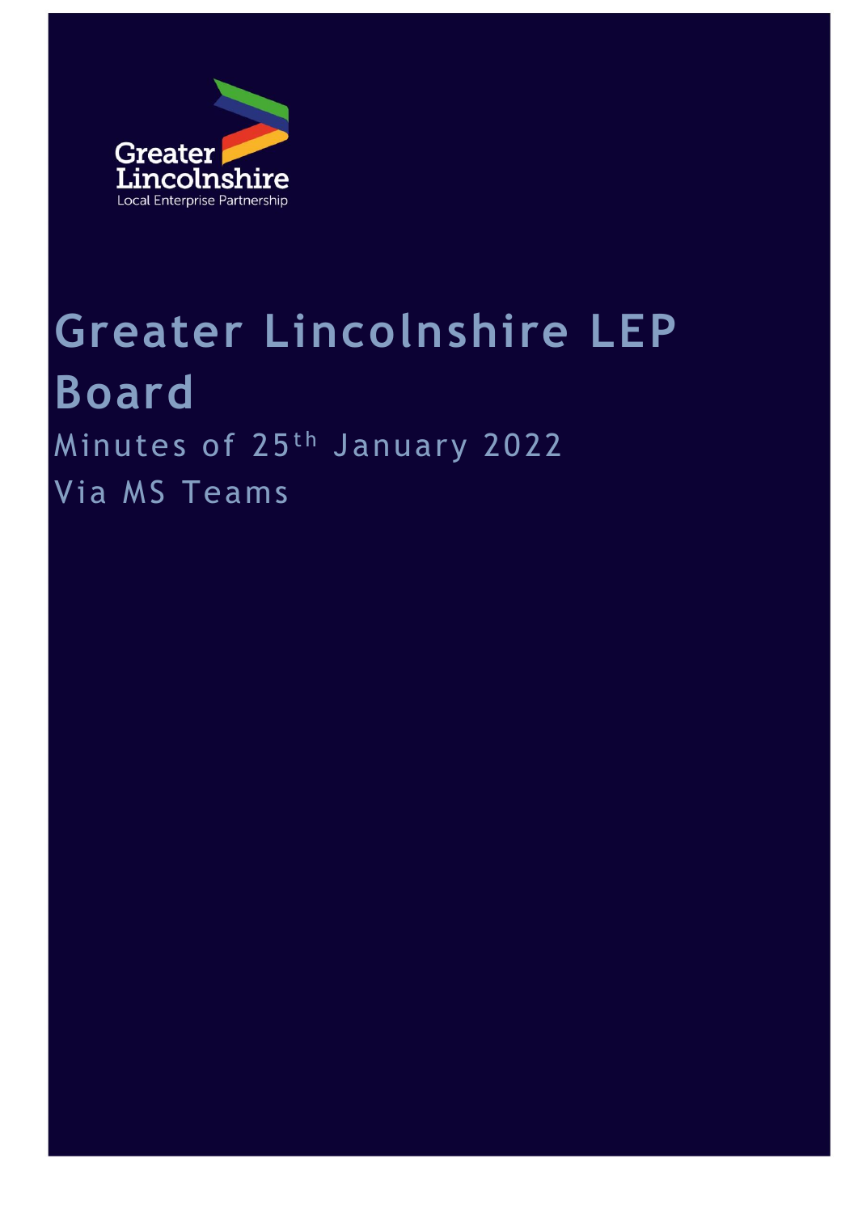Greater Lincolnshire
Local Enterprise Partnership

# Greater Lincolnshire LEP Board

Minutes of 25th January 2022

Via MS Teams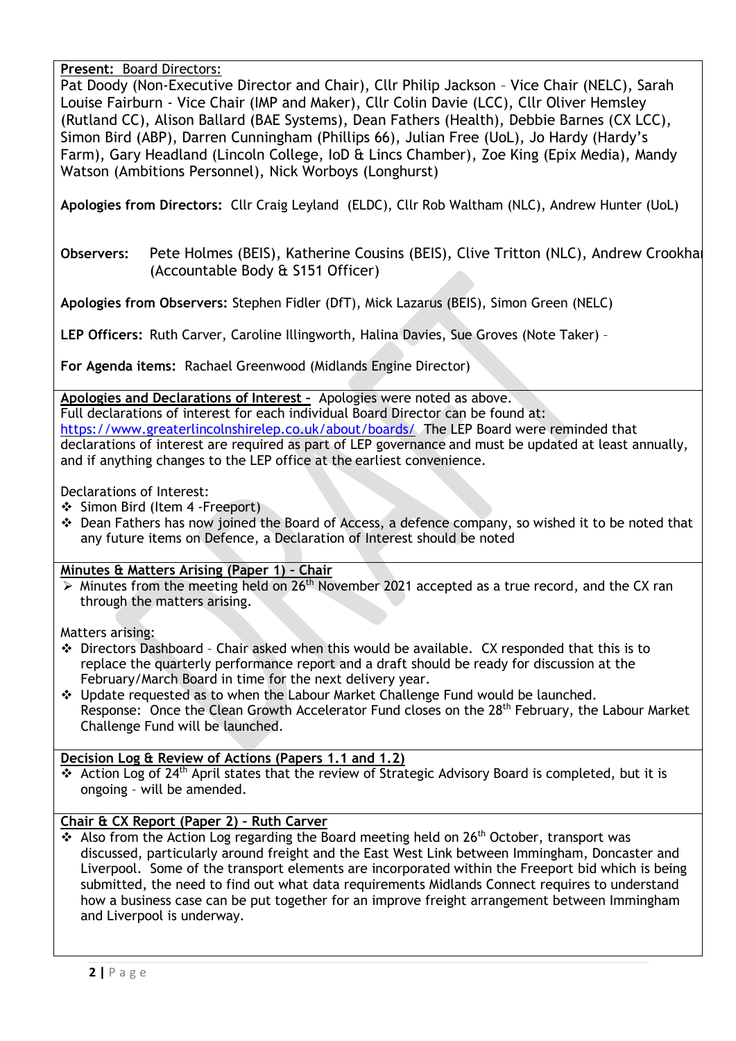**Present:** Board Directors:

Pat Doody (Non-Executive Director and Chair), Cllr Philip Jackson – Vice Chair (NELC), Sarah Louise Fairburn - Vice Chair (IMP and Maker), Cllr Colin Davie (LCC), Cllr Oliver Hemsley (Rutland CC), Alison Ballard (BAE Systems), Dean Fathers (Health), Debbie Barnes (CX LCC), Simon Bird (ABP), Darren Cunningham (Phillips 66), Julian Free (UoL), Jo Hardy (Hardy's Farm), Gary Headland (Lincoln College, IoD & Lincs Chamber), Zoe King (Epix Media), Mandy Watson (Ambitions Personnel), Nick Worboys (Longhurst)

**Apologies from Directors:** Cllr Craig Leyland (ELDC), Cllr Rob Waltham (NLC), Andrew Hunter (UoL)

**Observers:** Pete Holmes (BEIS), Katherine Cousins (BEIS), Clive Tritton (NLC), Andrew Crookhar (Accountable Body & S151 Officer)

**Apologies from Observers:** Stephen Fidler (DfT), Mick Lazarus (BEIS), Simon Green (NELC)

**LEP Officers:** Ruth Carver, Caroline Illingworth, Halina Davies, Sue Groves (Note Taker) –

**For Agenda items:** Rachael Greenwood (Midlands Engine Director)

**Apologies and Declarations of Interest –** Apologies were noted as above.
Full declarations of interest for each individual Board Director can be found at: https://www.greaterlincolnshirelep.co.uk/about/boards/ The LEP Board were reminded that declarations of interest are required as part of LEP governance and must be updated at least annually, and if anything changes to the LEP office at the earliest convenience.

Declarations of Interest:

- Simon Bird (Item 4 -Freeport)
- Dean Fathers has now joined the Board of Access, a defence company, so wished it to be noted that any future items on Defence, a Declaration of Interest should be noted

**Minutes & Matters Arising (Paper 1) – Chair**

- Minutes from the meeting held on 26th November 2021 accepted as a true record, and the CX ran through the matters arising.

Matters arising:

- Directors Dashboard – Chair asked when this would be available. CX responded that this is to replace the quarterly performance report and a draft should be ready for discussion at the February/March Board in time for the next delivery year.
- Update requested as to when the Labour Market Challenge Fund would be launched. Response: Once the Clean Growth Accelerator Fund closes on the 28th February, the Labour Market Challenge Fund will be launched.

**Decision Log & Review of Actions (Papers 1.1 and 1.2)**

- Action Log of 24th April states that the review of Strategic Advisory Board is completed, but it is ongoing – will be amended.

**Chair & CX Report (Paper 2) – Ruth Carver**

- Also from the Action Log regarding the Board meeting held on 26th October, transport was discussed, particularly around freight and the East West Link between Immingham, Doncaster and Liverpool. Some of the transport elements are incorporated within the Freeport bid which is being submitted, the need to find out what data requirements Midlands Connect requires to understand how a business case can be put together for an improve freight arrangement between Immingham and Liverpool is underway.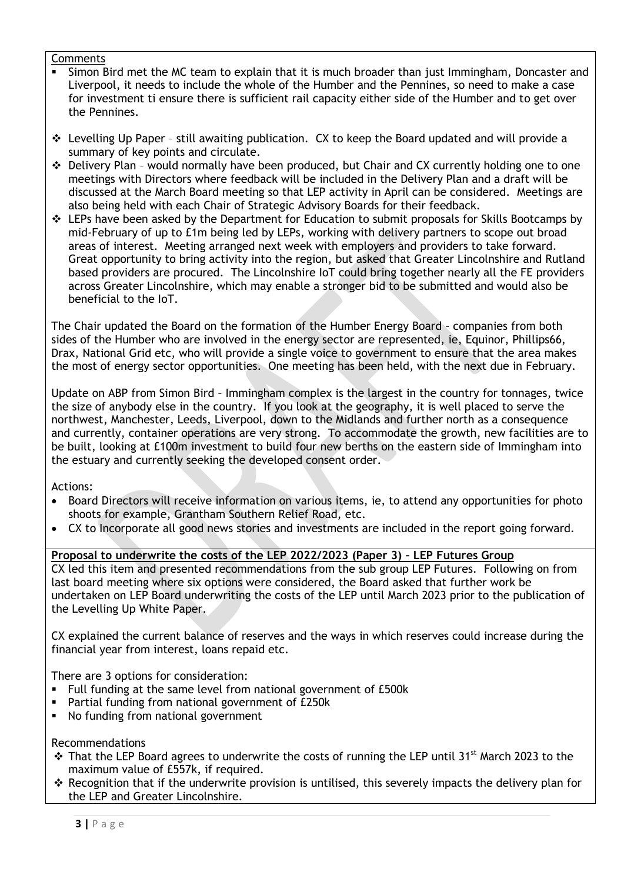Comments

- Simon Bird met the MC team to explain that it is much broader than just Immingham, Doncaster and Liverpool, it needs to include the whole of the Humber and the Pennines, so need to make a case for investment ti ensure there is sufficient rail capacity either side of the Humber and to get over the Pennines.

- Levelling Up Paper – still awaiting publication. CX to keep the Board updated and will provide a summary of key points and circulate.
- Delivery Plan – would normally have been produced, but Chair and CX currently holding one to one meetings with Directors where feedback will be included in the Delivery Plan and a draft will be discussed at the March Board meeting so that LEP activity in April can be considered. Meetings are also being held with each Chair of Strategic Advisory Boards for their feedback.
- LEPs have been asked by the Department for Education to submit proposals for Skills Bootcamps by mid-February of up to £1m being led by LEPs, working with delivery partners to scope out broad areas of interest. Meeting arranged next week with employers and providers to take forward. Great opportunity to bring activity into the region, but asked that Greater Lincolnshire and Rutland based providers are procured. The Lincolnshire IoT could bring together nearly all the FE providers across Greater Lincolnshire, which may enable a stronger bid to be submitted and would also be beneficial to the IoT.

The Chair updated the Board on the formation of the Humber Energy Board – companies from both sides of the Humber who are involved in the energy sector are represented, ie, Equinor, Phillips66, Drax, National Grid etc, who will provide a single voice to government to ensure that the area makes the most of energy sector opportunities. One meeting has been held, with the next due in February.

Update on ABP from Simon Bird – Immingham complex is the largest in the country for tonnages, twice the size of anybody else in the country. If you look at the geography, it is well placed to serve the northwest, Manchester, Leeds, Liverpool, down to the Midlands and further north as a consequence and currently, container operations are very strong. To accommodate the growth, new facilities are to be built, looking at £100m investment to build four new berths on the eastern side of Immingham into the estuary and currently seeking the developed consent order.

Actions:

- Board Directors will receive information on various items, ie, to attend any opportunities for photo shoots for example, Grantham Southern Relief Road, etc.
- CX to Incorporate all good news stories and investments are included in the report going forward.

**Proposal to underwrite the costs of the LEP 2022/2023 (Paper 3) – LEP Futures Group**

CX led this item and presented recommendations from the sub group LEP Futures. Following on from last board meeting where six options were considered, the Board asked that further work be undertaken on LEP Board underwriting the costs of the LEP until March 2023 prior to the publication of the Levelling Up White Paper.

CX explained the current balance of reserves and the ways in which reserves could increase during the financial year from interest, loans repaid etc.

There are 3 options for consideration:

- Full funding at the same level from national government of £500k
- Partial funding from national government of £250k
- No funding from national government

Recommendations

- That the LEP Board agrees to underwrite the costs of running the LEP until 31st March 2023 to the maximum value of £557k, if required.
- Recognition that if the underwrite provision is untilised, this severely impacts the delivery plan for the LEP and Greater Lincolnshire.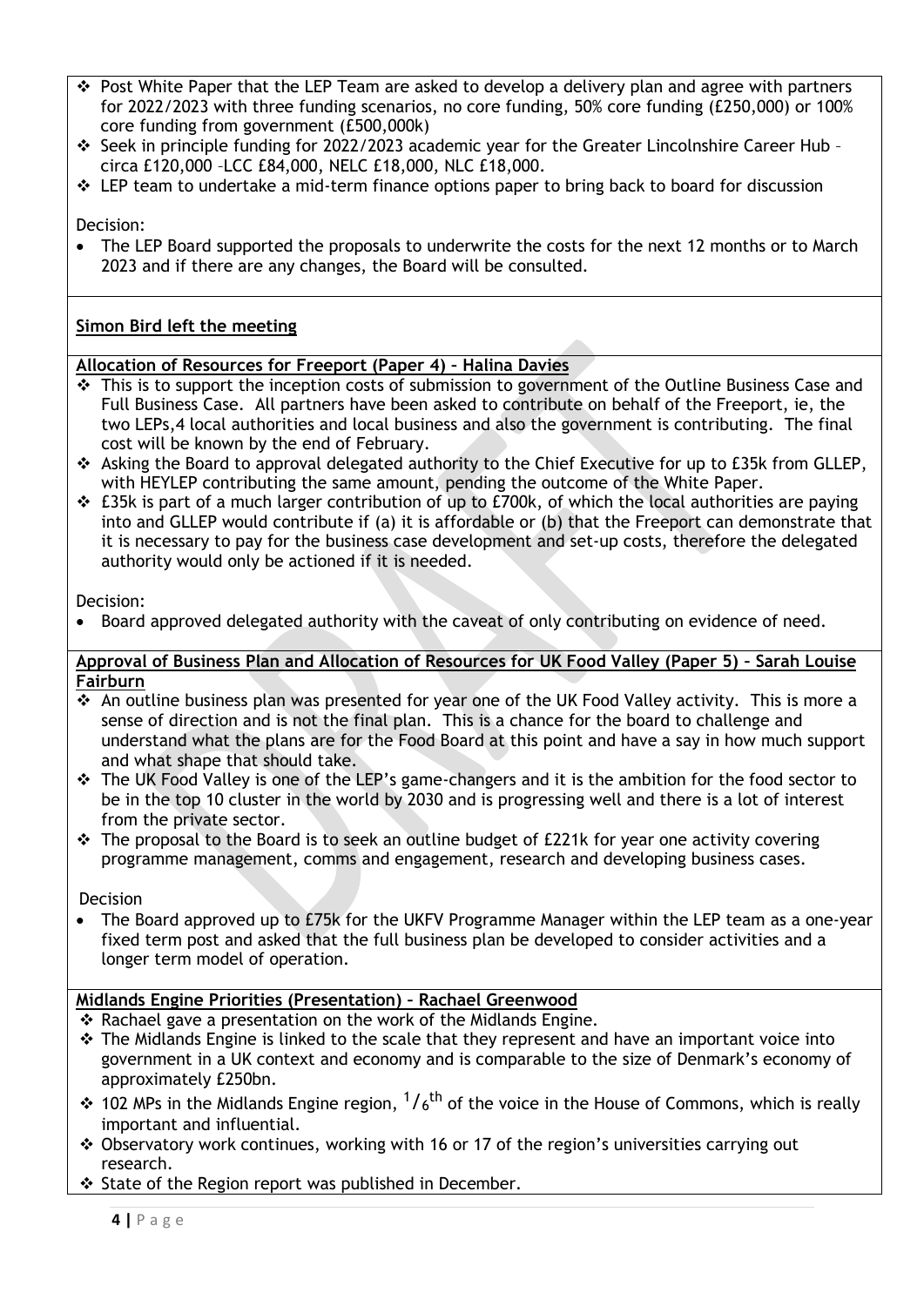- Post White Paper that the LEP Team are asked to develop a delivery plan and agree with partners for 2022/2023 with three funding scenarios, no core funding, 50% core funding (£250,000) or 100% core funding from government (£500,000k)
- Seek in principle funding for 2022/2023 academic year for the Greater Lincolnshire Career Hub – circa £120,000 –LCC £84,000, NELC £18,000, NLC £18,000.
- LEP team to undertake a mid-term finance options paper to bring back to board for discussion

Decision:

- The LEP Board supported the proposals to underwrite the costs for the next 12 months or to March 2023 and if there are any changes, the Board will be consulted.

**Simon Bird left the meeting**

**Allocation of Resources for Freeport (Paper 4) – Halina Davies**

- This is to support the inception costs of submission to government of the Outline Business Case and Full Business Case. All partners have been asked to contribute on behalf of the Freeport, ie, the two LEPs,4 local authorities and local business and also the government is contributing. The final cost will be known by the end of February.
- Asking the Board to approval delegated authority to the Chief Executive for up to £35k from GLLEP, with HEYLEP contributing the same amount, pending the outcome of the White Paper.
- £35k is part of a much larger contribution of up to £700k, of which the local authorities are paying into and GLLEP would contribute if (a) it is affordable or (b) that the Freeport can demonstrate that it is necessary to pay for the business case development and set-up costs, therefore the delegated authority would only be actioned if it is needed.

Decision:

- Board approved delegated authority with the caveat of only contributing on evidence of need.

**Approval of Business Plan and Allocation of Resources for UK Food Valley (Paper 5) – Sarah Louise Fairburn**

- An outline business plan was presented for year one of the UK Food Valley activity. This is more a sense of direction and is not the final plan. This is a chance for the board to challenge and understand what the plans are for the Food Board at this point and have a say in how much support and what shape that should take.
- The UK Food Valley is one of the LEP's game-changers and it is the ambition for the food sector to be in the top 10 cluster in the world by 2030 and is progressing well and there is a lot of interest from the private sector.
- The proposal to the Board is to seek an outline budget of £221k for year one activity covering programme management, comms and engagement, research and developing business cases.

Decision

- The Board approved up to £75k for the UKFV Programme Manager within the LEP team as a one-year fixed term post and asked that the full business plan be developed to consider activities and a longer term model of operation.

**Midlands Engine Priorities (Presentation) – Rachael Greenwood**

- Rachael gave a presentation on the work of the Midlands Engine.
- The Midlands Engine is linked to the scale that they represent and have an important voice into government in a UK context and economy and is comparable to the size of Denmark's economy of approximately £250bn.
- 102 MPs in the Midlands Engine region, $^{1}/_{6}{}^{th}$ of the voice in the House of Commons, which is really important and influential.
- Observatory work continues, working with 16 or 17 of the region's universities carrying out research.
- State of the Region report was published in December.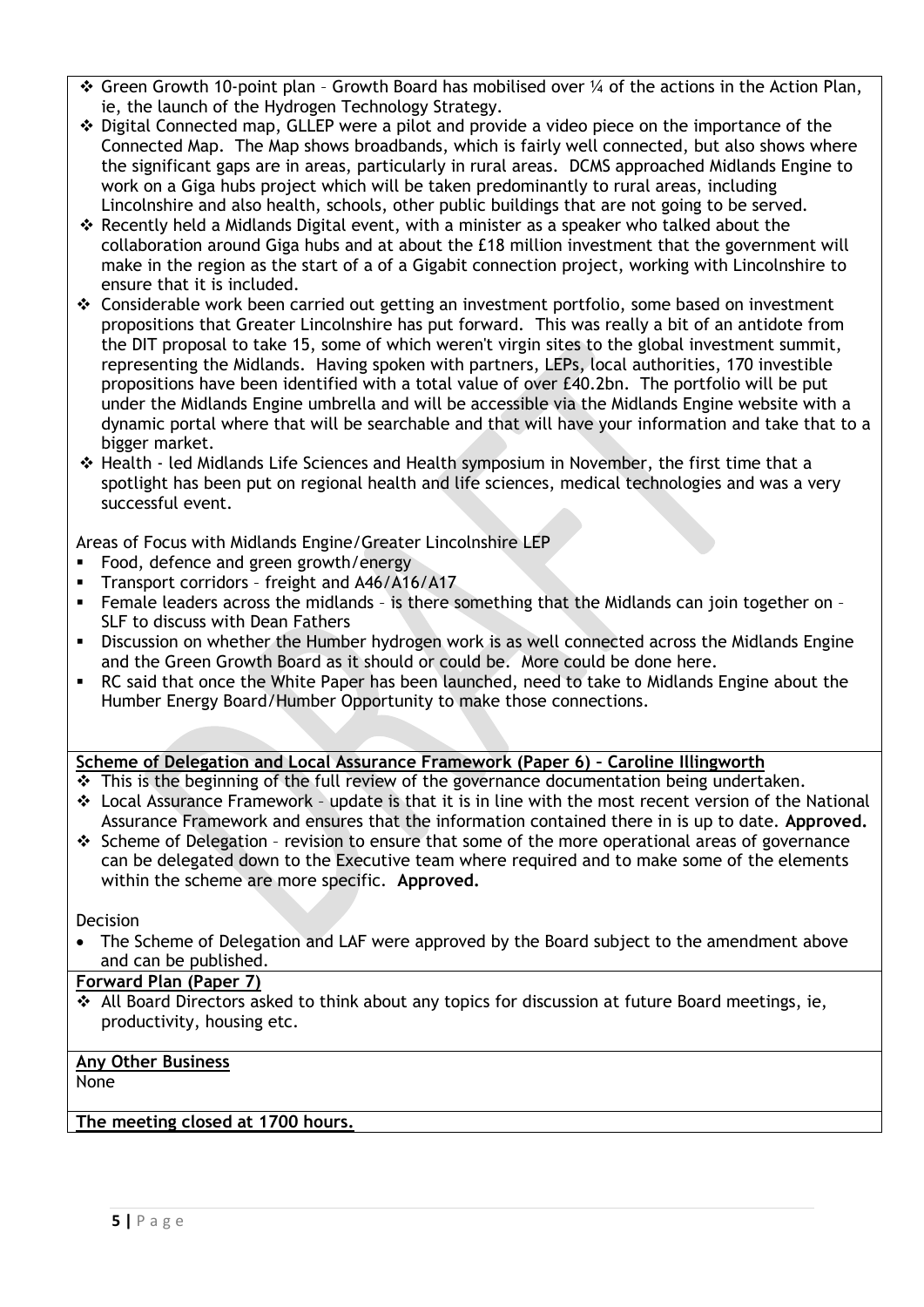- ❖ Green Growth 10-point plan – Growth Board has mobilised over ¼ of the actions in the Action Plan, ie, the launch of the Hydrogen Technology Strategy.
- ❖ Digital Connected map, GLLEP were a pilot and provide a video piece on the importance of the Connected Map. The Map shows broadbands, which is fairly well connected, but also shows where the significant gaps are in areas, particularly in rural areas. DCMS approached Midlands Engine to work on a Giga hubs project which will be taken predominantly to rural areas, including Lincolnshire and also health, schools, other public buildings that are not going to be served.
- ❖ Recently held a Midlands Digital event, with a minister as a speaker who talked about the collaboration around Giga hubs and at about the £18 million investment that the government will make in the region as the start of a of a Gigabit connection project, working with Lincolnshire to ensure that it is included.
- ❖ Considerable work been carried out getting an investment portfolio, some based on investment propositions that Greater Lincolnshire has put forward. This was really a bit of an antidote from the DIT proposal to take 15, some of which weren't virgin sites to the global investment summit, representing the Midlands. Having spoken with partners, LEPs, local authorities, 170 investible propositions have been identified with a total value of over £40.2bn. The portfolio will be put under the Midlands Engine umbrella and will be accessible via the Midlands Engine website with a dynamic portal where that will be searchable and that will have your information and take that to a bigger market.
- ❖ Health - led Midlands Life Sciences and Health symposium in November, the first time that a spotlight has been put on regional health and life sciences, medical technologies and was a very successful event.

Areas of Focus with Midlands Engine/Greater Lincolnshire LEP

- Food, defence and green growth/energy
- Transport corridors – freight and A46/A16/A17
- Female leaders across the midlands – is there something that the Midlands can join together on – SLF to discuss with Dean Fathers
- Discussion on whether the Humber hydrogen work is as well connected across the Midlands Engine and the Green Growth Board as it should or could be. More could be done here.
- RC said that once the White Paper has been launched, need to take to Midlands Engine about the Humber Energy Board/Humber Opportunity to make those connections.

**Scheme of Delegation and Local Assurance Framework (Paper 6) – Caroline Illingworth**

- ❖ This is the beginning of the full review of the governance documentation being undertaken.
- ❖ Local Assurance Framework – update is that it is in line with the most recent version of the National Assurance Framework and ensures that the information contained there in is up to date. **Approved.**
- ❖ Scheme of Delegation – revision to ensure that some of the more operational areas of governance can be delegated down to the Executive team where required and to make some of the elements within the scheme are more specific. **Approved.**

Decision

- The Scheme of Delegation and LAF were approved by the Board subject to the amendment above and can be published.

**Forward Plan (Paper 7)**

- ❖ All Board Directors asked to think about any topics for discussion at future Board meetings, ie, productivity, housing etc.

**Any Other Business**

None

**The meeting closed at 1700 hours.**